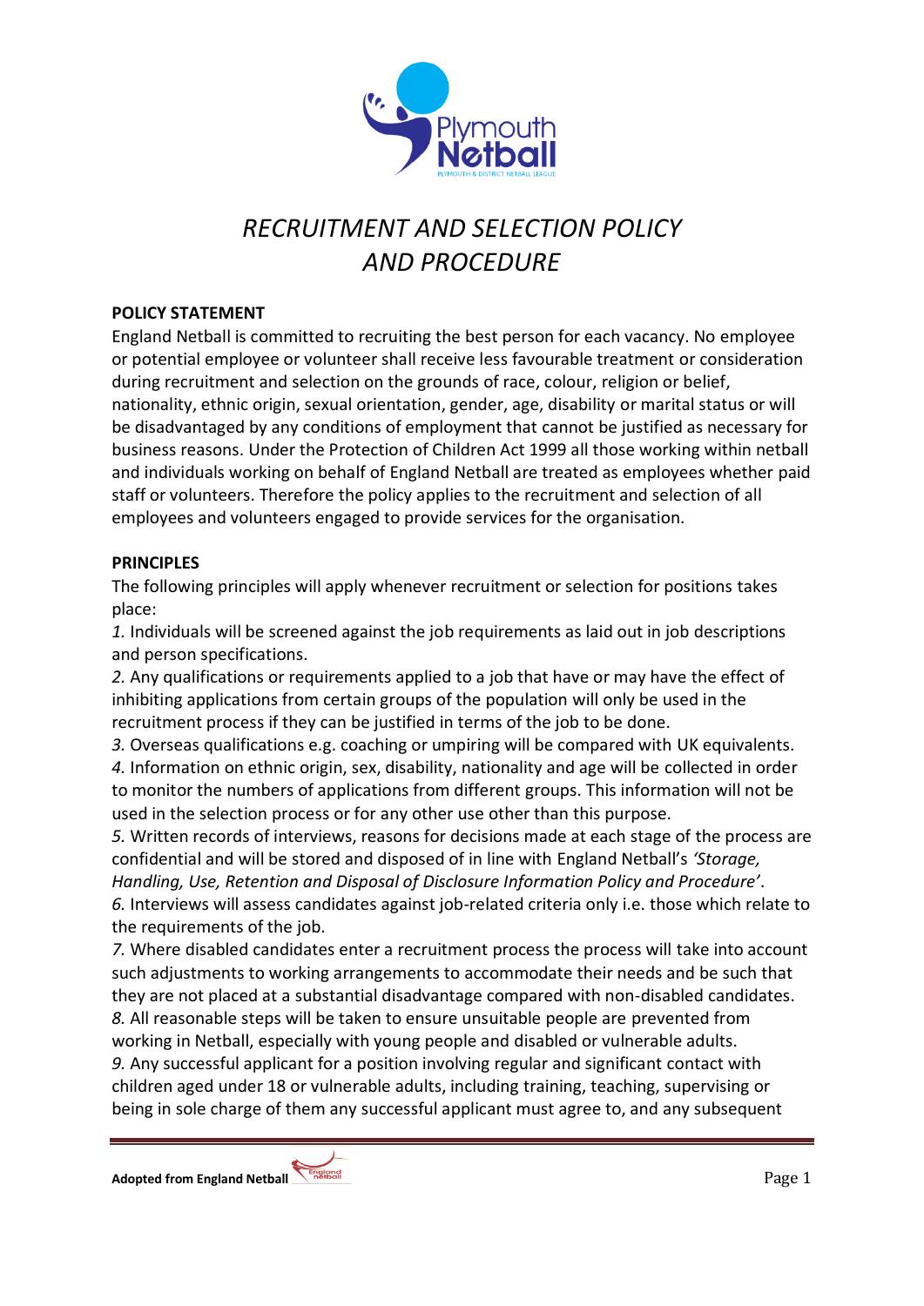# *RECRUITMENT AND SELECTION POLICY AND PROCEDURE*

## POLICY STATEMENT

England Netball is committed to recruiting the best person for each vacancy. No employee or potential employee or volunteer shall receive less favourable treatment or consideration during recruitment and selection on the grounds of race, colour, religion or belief, nationality, ethnic origin, sexual orientation, gender, age, disability or marital status or will be disadvantaged by any conditions of employment that cannot be justified as necessary for business reasons. Under the Protection of Children Act 1999 all those working within netball and individuals working on behalf of England Netball are treated as employees whether paid staff or volunteers. Therefore the policy applies to the recruitment and selection of all employees and volunteers engaged to provide services for the organisation.

## PRINCIPLES

The following principles will apply whenever recruitment or selection for positions takes place:

*1.* Individuals will be screened against the job requirements as laid out in job descriptions and person specifications.

*2.* Any qualifications or requirements applied to a job that have or may have the effect of inhibiting applications from certain groups of the population will only be used in the recruitment process if they can be justified in terms of the job to be done.

*3.* Overseas qualifications e.g. coaching or umpiring will be compared with UK equivalents.

*4.* Information on ethnic origin, sex, disability, nationality and age will be collected in order to monitor the numbers of applications from different groups. This information will not be used in the selection process or for any other use other than this purpose.

*5.* Written records of interviews, reasons for decisions made at each stage of the process are confidential and will be stored and disposed of in line with England Netball's *'Storage, Handling, Use, Retention and Disposal of Disclosure Information Policy and Procedure'*.

*6.* Interviews will assess candidates against job-related criteria only i.e. those which relate to the requirements of the job.

*7.* Where disabled candidates enter a recruitment process the process will take into account such adjustments to working arrangements to accommodate their needs and be such that they are not placed at a substantial disadvantage compared with non-disabled candidates.

*8.* All reasonable steps will be taken to ensure unsuitable people are prevented from working in Netball, especially with young people and disabled or vulnerable adults.

*9.* Any successful applicant for a position involving regular and significant contact with children aged under 18 or vulnerable adults, including training, teaching, supervising or being in sole charge of them any successful applicant must agree to, and any subsequent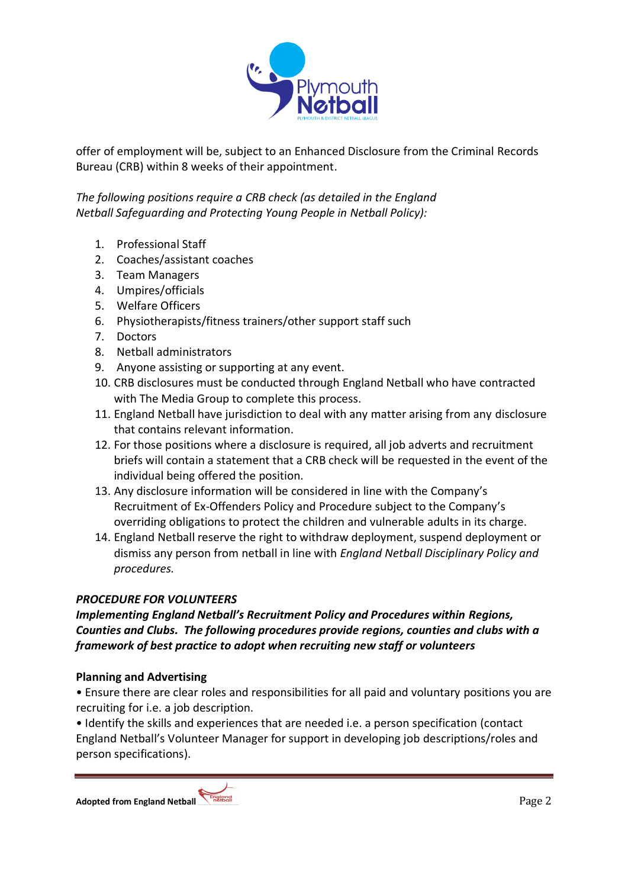offer of employment will be, subject to an Enhanced Disclosure from the Criminal Records Bureau (CRB) within 8 weeks of their appointment.

*The following positions require a CRB check (as detailed in the England Netball Safeguarding and Protecting Young People in Netball Policy):*

1. Professional Staff
2. Coaches/assistant coaches
3. Team Managers
4. Umpires/officials
5. Welfare Officers
6. Physiotherapists/fitness trainers/other support staff such
7. Doctors
8. Netball administrators
9. Anyone assisting or supporting at any event.
10. CRB disclosures must be conducted through England Netball who have contracted with The Media Group to complete this process.
11. England Netball have jurisdiction to deal with any matter arising from any disclosure that contains relevant information.
12. For those positions where a disclosure is required, all job adverts and recruitment briefs will contain a statement that a CRB check will be requested in the event of the individual being offered the position.
13. Any disclosure information will be considered in line with the Company's Recruitment of Ex-Offenders Policy and Procedure subject to the Company's overriding obligations to protect the children and vulnerable adults in its charge.
14. England Netball reserve the right to withdraw deployment, suspend deployment or dismiss any person from netball in line with *England Netball Disciplinary Policy and procedures.*

***PROCEDURE FOR VOLUNTEERS***

***Implementing England Netball's Recruitment Policy and Procedures within Regions, Counties and Clubs. The following procedures provide regions, counties and clubs with a framework of best practice to adopt when recruiting new staff or volunteers***

**Planning and Advertising**

• Ensure there are clear roles and responsibilities for all paid and voluntary positions you are recruiting for i.e. a job description.

• Identify the skills and experiences that are needed i.e. a person specification (contact England Netball's Volunteer Manager for support in developing job descriptions/roles and person specifications).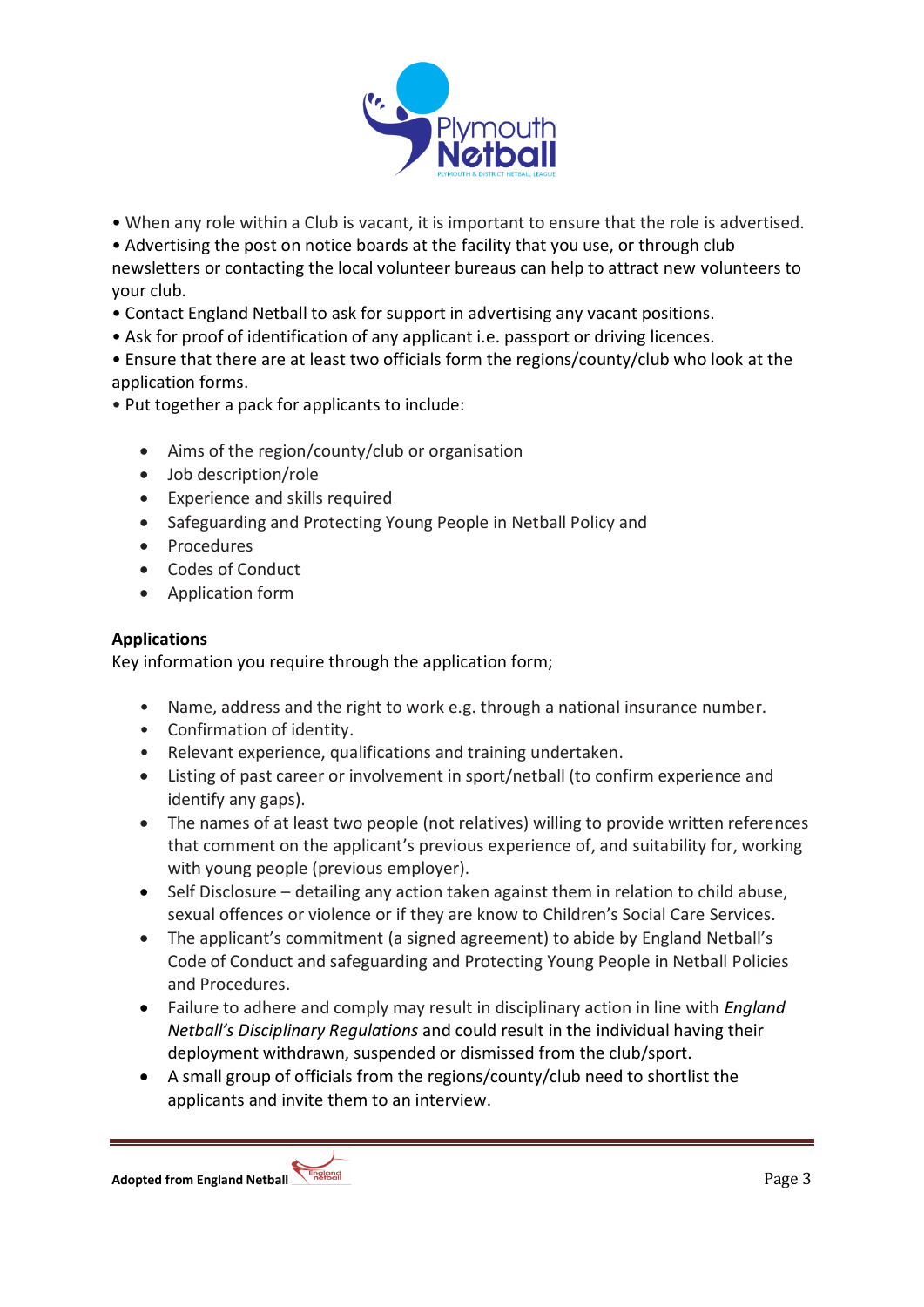- When any role within a Club is vacant, it is important to ensure that the role is advertised.
- Advertising the post on notice boards at the facility that you use, or through club newsletters or contacting the local volunteer bureaus can help to attract new volunteers to your club.
- Contact England Netball to ask for support in advertising any vacant positions.
- Ask for proof of identification of any applicant i.e. passport or driving licences.
- Ensure that there are at least two officials form the regions/county/club who look at the application forms.
- Put together a pack for applicants to include:

  - Aims of the region/county/club or organisation
  - Job description/role
  - Experience and skills required
  - Safeguarding and Protecting Young People in Netball Policy and
  - Procedures
  - Codes of Conduct
  - Application form

**Applications**

Key information you require through the application form;

- Name, address and the right to work e.g. through a national insurance number.
- Confirmation of identity.
- Relevant experience, qualifications and training undertaken.
- Listing of past career or involvement in sport/netball (to confirm experience and identify any gaps).
- The names of at least two people (not relatives) willing to provide written references that comment on the applicant's previous experience of, and suitability for, working with young people (previous employer).
- Self Disclosure – detailing any action taken against them in relation to child abuse, sexual offences or violence or if they are know to Children's Social Care Services.
- The applicant's commitment (a signed agreement) to abide by England Netball's Code of Conduct and safeguarding and Protecting Young People in Netball Policies and Procedures.
- Failure to adhere and comply may result in disciplinary action in line with *England Netball's Disciplinary Regulations* and could result in the individual having their deployment withdrawn, suspended or dismissed from the club/sport.
- A small group of officials from the regions/county/club need to shortlist the applicants and invite them to an interview.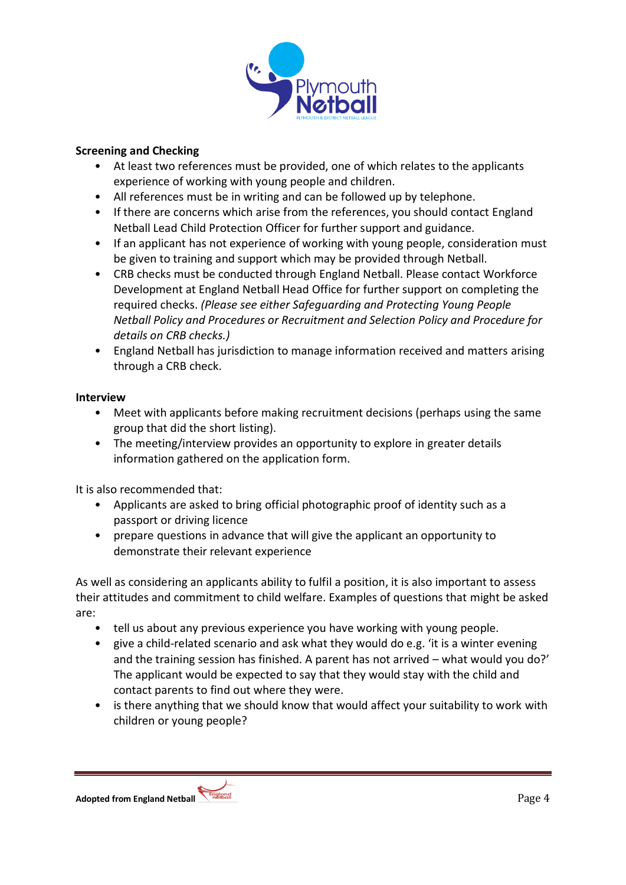**Screening and Checking**

- At least two references must be provided, one of which relates to the applicants experience of working with young people and children.
- All references must be in writing and can be followed up by telephone.
- If there are concerns which arise from the references, you should contact England Netball Lead Child Protection Officer for further support and guidance.
- If an applicant has not experience of working with young people, consideration must be given to training and support which may be provided through Netball.
- CRB checks must be conducted through England Netball. Please contact Workforce Development at England Netball Head Office for further support on completing the required checks. *(Please see either Safeguarding and Protecting Young People Netball Policy and Procedures or Recruitment and Selection Policy and Procedure for details on CRB checks.)*
- England Netball has jurisdiction to manage information received and matters arising through a CRB check.

**Interview**

- Meet with applicants before making recruitment decisions (perhaps using the same group that did the short listing).
- The meeting/interview provides an opportunity to explore in greater details information gathered on the application form.

It is also recommended that:

- Applicants are asked to bring official photographic proof of identity such as a passport or driving licence
- prepare questions in advance that will give the applicant an opportunity to demonstrate their relevant experience

As well as considering an applicants ability to fulfil a position, it is also important to assess their attitudes and commitment to child welfare. Examples of questions that might be asked are:

- tell us about any previous experience you have working with young people.
- give a child-related scenario and ask what they would do e.g. 'it is a winter evening and the training session has finished. A parent has not arrived – what would you do?' The applicant would be expected to say that they would stay with the child and contact parents to find out where they were.
- is there anything that we should know that would affect your suitability to work with children or young people?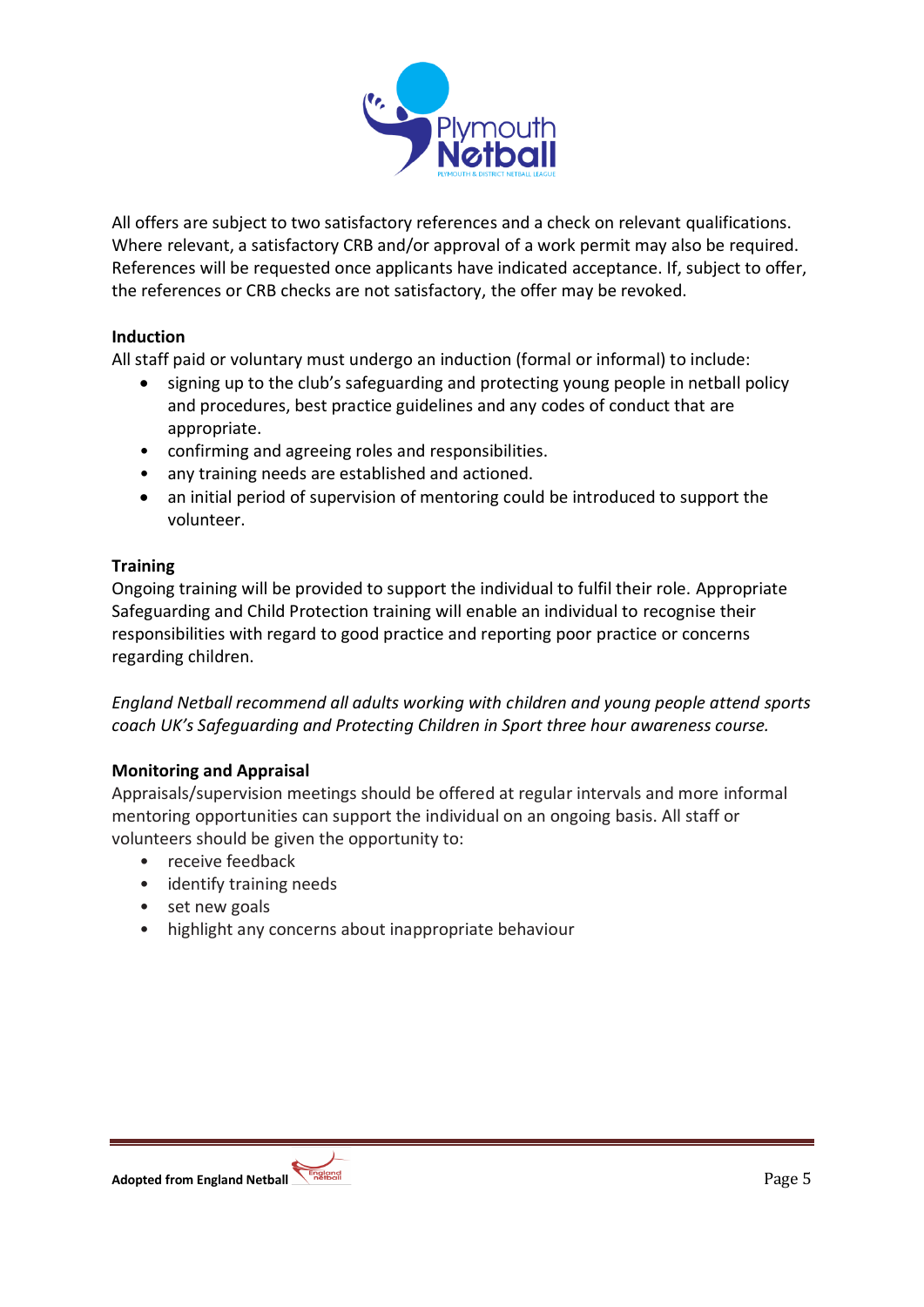All offers are subject to two satisfactory references and a check on relevant qualifications. Where relevant, a satisfactory CRB and/or approval of a work permit may also be required. References will be requested once applicants have indicated acceptance. If, subject to offer, the references or CRB checks are not satisfactory, the offer may be revoked.

**Induction**

All staff paid or voluntary must undergo an induction (formal or informal) to include:

- signing up to the club's safeguarding and protecting young people in netball policy and procedures, best practice guidelines and any codes of conduct that are appropriate.
- confirming and agreeing roles and responsibilities.
- any training needs are established and actioned.
- an initial period of supervision of mentoring could be introduced to support the volunteer.

**Training**

Ongoing training will be provided to support the individual to fulfil their role. Appropriate Safeguarding and Child Protection training will enable an individual to recognise their responsibilities with regard to good practice and reporting poor practice or concerns regarding children.

*England Netball recommend all adults working with children and young people attend sports coach UK's Safeguarding and Protecting Children in Sport three hour awareness course.*

**Monitoring and Appraisal**

Appraisals/supervision meetings should be offered at regular intervals and more informal mentoring opportunities can support the individual on an ongoing basis. All staff or volunteers should be given the opportunity to:

- receive feedback
- identify training needs
- set new goals
- highlight any concerns about inappropriate behaviour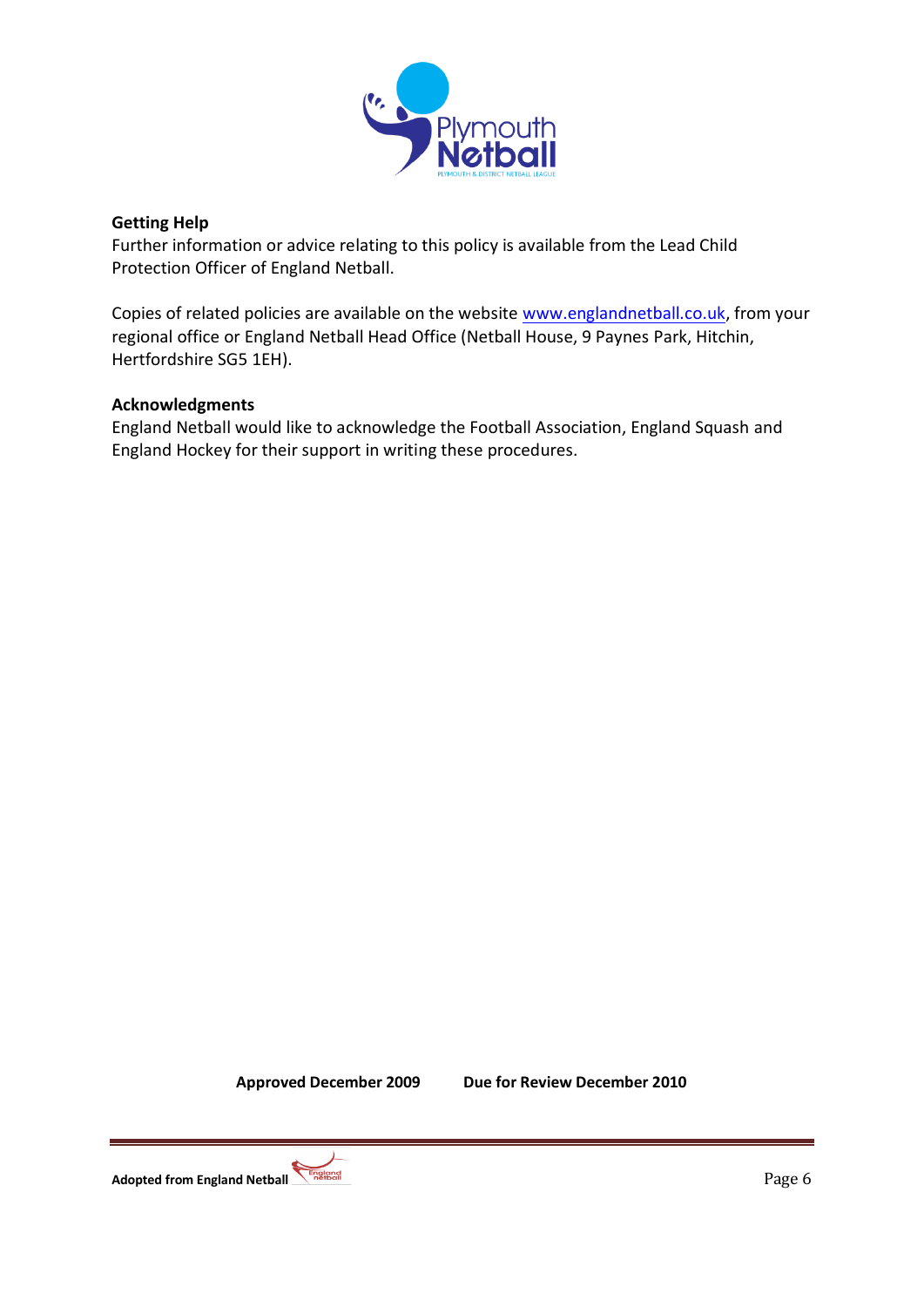**Getting Help**

Further information or advice relating to this policy is available from the Lead Child Protection Officer of England Netball.

Copies of related policies are available on the website www.englandnetball.co.uk, from your regional office or England Netball Head Office (Netball House, 9 Paynes Park, Hitchin, Hertfordshire SG5 1EH).

**Acknowledgments**

England Netball would like to acknowledge the Football Association, England Squash and England Hockey for their support in writing these procedures.

**Approved December 2009** **Due for Review December 2010**